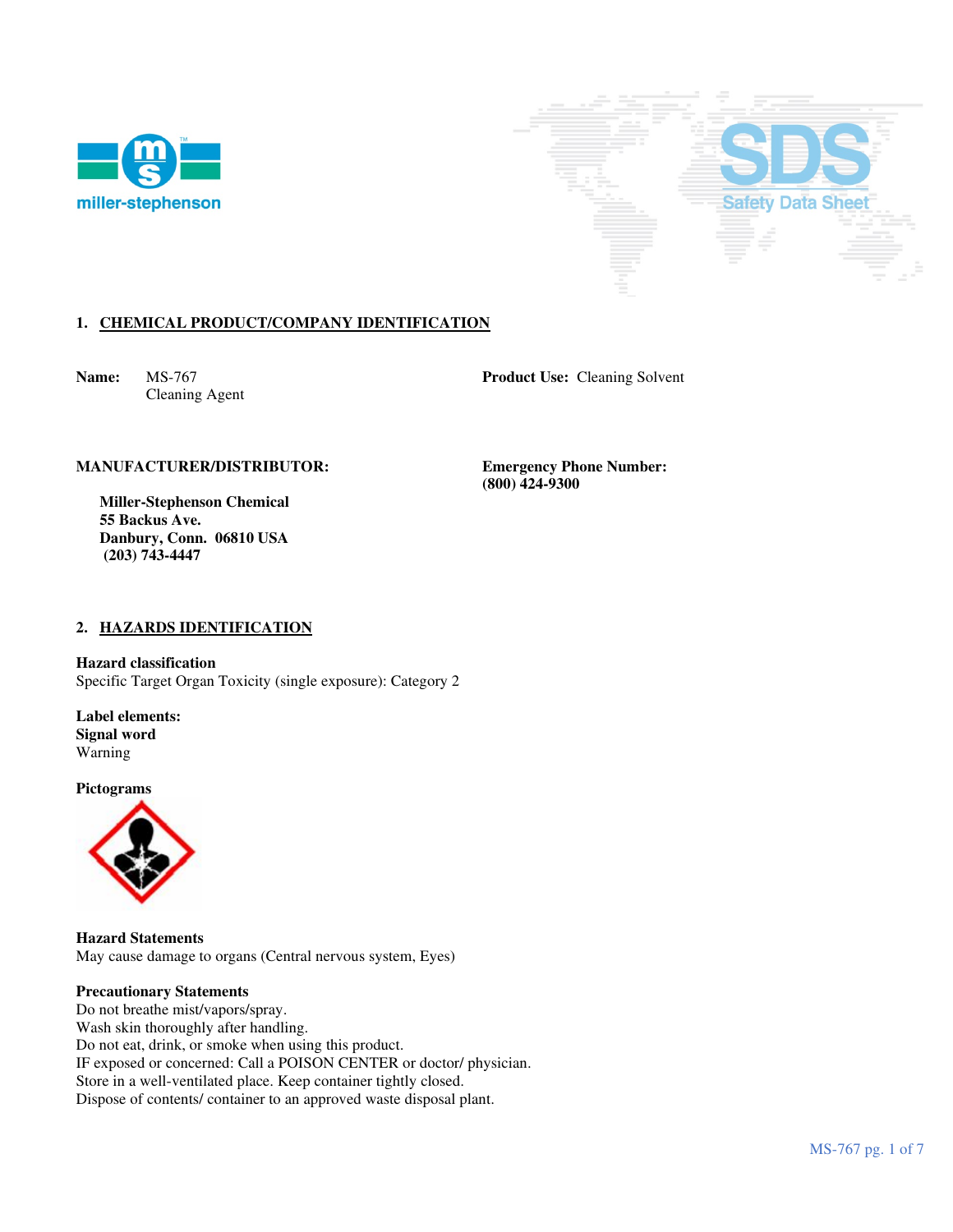## 1. CHEMICAL PRODUCT/COMPANY IDENTIFICATION

**Name:** MS-767
Cleaning Agent

**Product Use:** Cleaning Solvent

**MANUFACTURER/DISTRIBUTOR:**

**Miller-Stephenson Chemical**
**55 Backus Ave.**
**Danbury, Conn. 06810 USA**
**(203) 743-4447**

**Emergency Phone Number:**
**(800) 424-9300**

## 2. HAZARDS IDENTIFICATION

**Hazard classification**
Specific Target Organ Toxicity (single exposure): Category 2

**Label elements:**
**Signal word**
Warning

**Pictograms**

**Hazard Statements**
May cause damage to organs (Central nervous system, Eyes)

**Precautionary Statements**
Do not breathe mist/vapors/spray.
Wash skin thoroughly after handling.
Do not eat, drink, or smoke when using this product.
IF exposed or concerned: Call a POISON CENTER or doctor/ physician.
Store in a well-ventilated place. Keep container tightly closed.
Dispose of contents/ container to an approved waste disposal plant.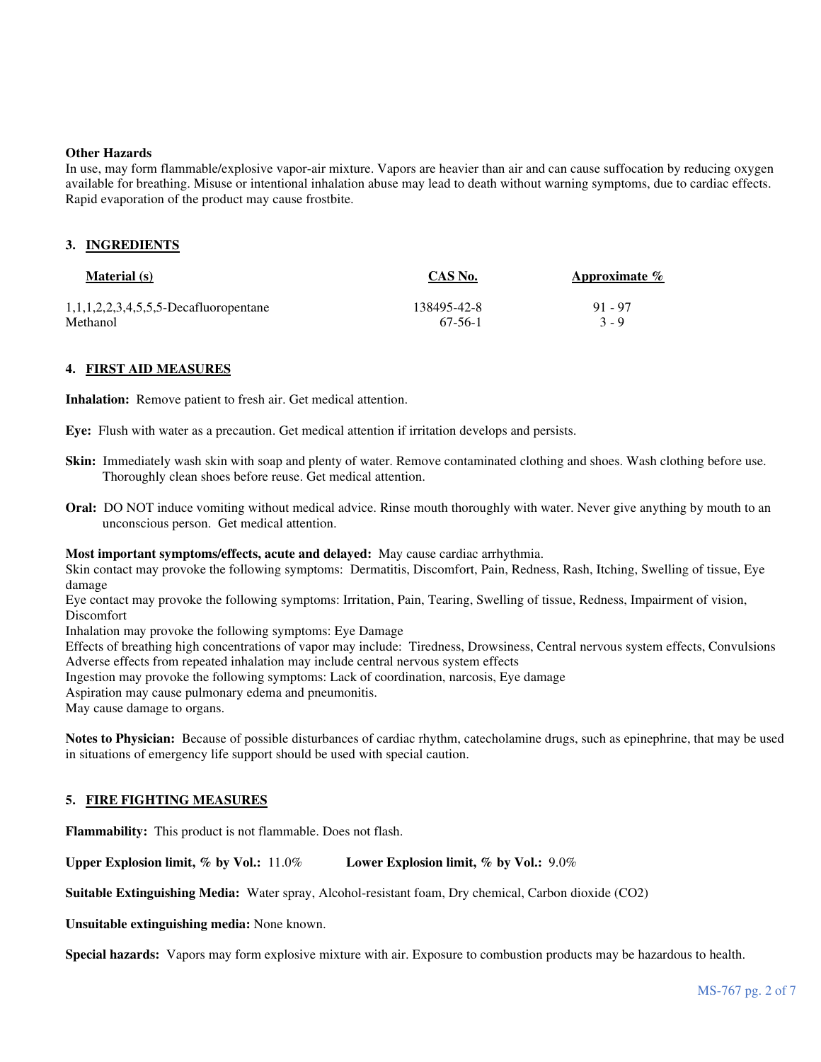**Other Hazards**

In use, may form flammable/explosive vapor-air mixture. Vapors are heavier than air and can cause suffocation by reducing oxygen available for breathing. Misuse or intentional inhalation abuse may lead to death without warning symptoms, due to cardiac effects. Rapid evaporation of the product may cause frostbite.

## 3. INGREDIENTS

| Material (s) | CAS No. | Approximate % |
|---|---|---|
| 1,1,1,2,2,3,4,5,5,5-Decafluoropentane | 138495-42-8 | 91 - 97 |
| Methanol | 67-56-1 | 3 - 9 |

## 4. FIRST AID MEASURES

**Inhalation:** Remove patient to fresh air. Get medical attention.

**Eye:** Flush with water as a precaution. Get medical attention if irritation develops and persists.

**Skin:** Immediately wash skin with soap and plenty of water. Remove contaminated clothing and shoes. Wash clothing before use. Thoroughly clean shoes before reuse. Get medical attention.

**Oral:** DO NOT induce vomiting without medical advice. Rinse mouth thoroughly with water. Never give anything by mouth to an unconscious person. Get medical attention.

**Most important symptoms/effects, acute and delayed:** May cause cardiac arrhythmia.
Skin contact may provoke the following symptoms: Dermatitis, Discomfort, Pain, Redness, Rash, Itching, Swelling of tissue, Eye damage
Eye contact may provoke the following symptoms: Irritation, Pain, Tearing, Swelling of tissue, Redness, Impairment of vision, Discomfort
Inhalation may provoke the following symptoms: Eye Damage
Effects of breathing high concentrations of vapor may include: Tiredness, Drowsiness, Central nervous system effects, Convulsions
Adverse effects from repeated inhalation may include central nervous system effects
Ingestion may provoke the following symptoms: Lack of coordination, narcosis, Eye damage
Aspiration may cause pulmonary edema and pneumonitis.
May cause damage to organs.

**Notes to Physician:** Because of possible disturbances of cardiac rhythm, catecholamine drugs, such as epinephrine, that may be used in situations of emergency life support should be used with special caution.

## 5. FIRE FIGHTING MEASURES

**Flammability:** This product is not flammable. Does not flash.

**Upper Explosion limit, % by Vol.:** 11.0% **Lower Explosion limit, % by Vol.:** 9.0%

**Suitable Extinguishing Media:** Water spray, Alcohol-resistant foam, Dry chemical, Carbon dioxide (CO2)

**Unsuitable extinguishing media:** None known.

**Special hazards:** Vapors may form explosive mixture with air. Exposure to combustion products may be hazardous to health.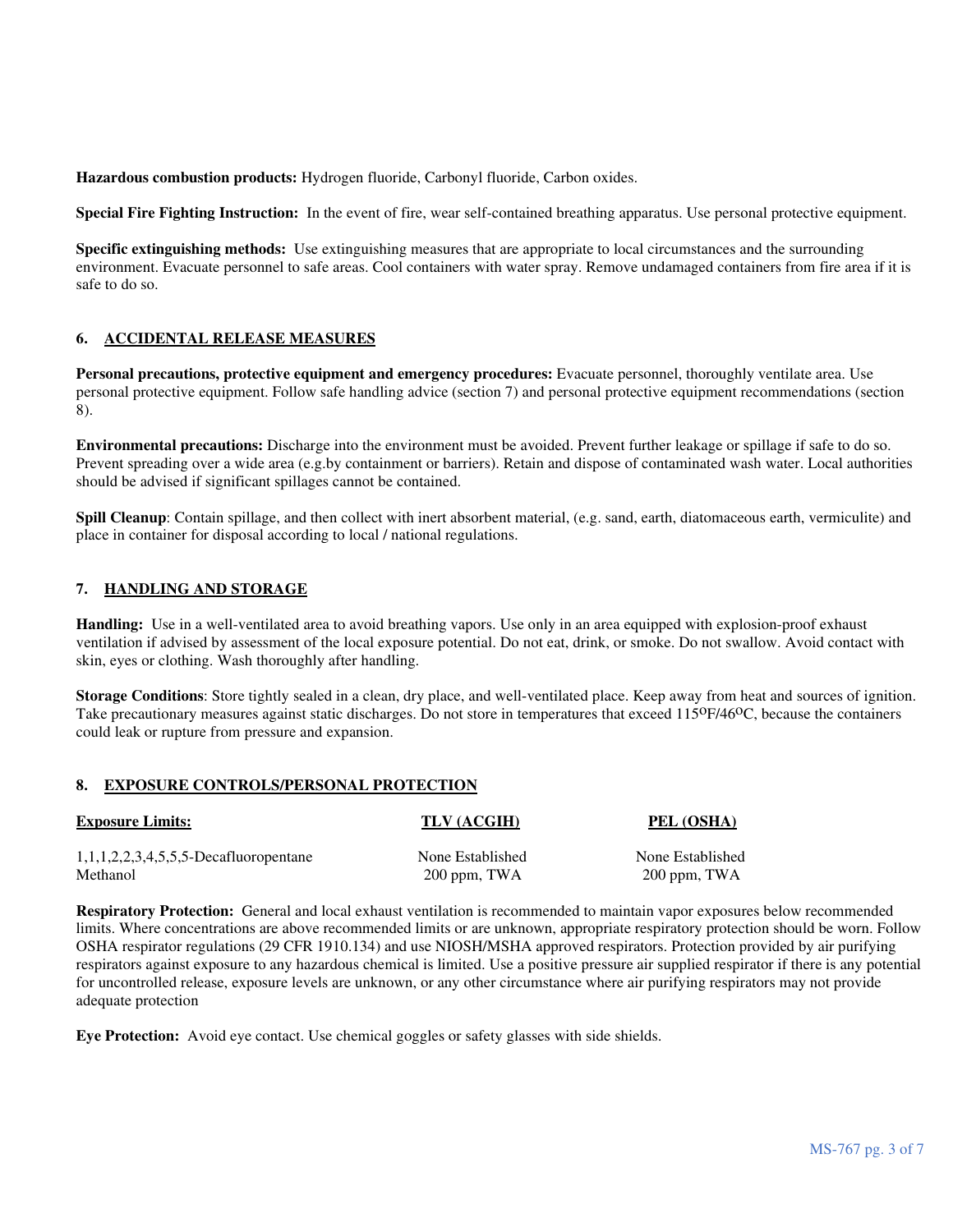**Hazardous combustion products:** Hydrogen fluoride, Carbonyl fluoride, Carbon oxides.

**Special Fire Fighting Instruction:** In the event of fire, wear self-contained breathing apparatus. Use personal protective equipment.

**Specific extinguishing methods:** Use extinguishing measures that are appropriate to local circumstances and the surrounding environment. Evacuate personnel to safe areas. Cool containers with water spray. Remove undamaged containers from fire area if it is safe to do so.

## 6. ACCIDENTAL RELEASE MEASURES

**Personal precautions, protective equipment and emergency procedures:** Evacuate personnel, thoroughly ventilate area. Use personal protective equipment. Follow safe handling advice (section 7) and personal protective equipment recommendations (section 8).

**Environmental precautions:** Discharge into the environment must be avoided. Prevent further leakage or spillage if safe to do so. Prevent spreading over a wide area (e.g.by containment or barriers). Retain and dispose of contaminated wash water. Local authorities should be advised if significant spillages cannot be contained.

**Spill Cleanup**: Contain spillage, and then collect with inert absorbent material, (e.g. sand, earth, diatomaceous earth, vermiculite) and place in container for disposal according to local / national regulations.

## 7. HANDLING AND STORAGE

**Handling:** Use in a well-ventilated area to avoid breathing vapors. Use only in an area equipped with explosion-proof exhaust ventilation if advised by assessment of the local exposure potential. Do not eat, drink, or smoke. Do not swallow. Avoid contact with skin, eyes or clothing. Wash thoroughly after handling.

**Storage Conditions**: Store tightly sealed in a clean, dry place, and well-ventilated place. Keep away from heat and sources of ignition. Take precautionary measures against static discharges. Do not store in temperatures that exceed 115$^{O}$F/46$^{O}$C, because the containers could leak or rupture from pressure and expansion.

## 8. EXPOSURE CONTROLS/PERSONAL PROTECTION

| Exposure Limits: | TLV (ACGIH) | PEL (OSHA) |
|---|---|---|
| 1,1,1,2,2,3,4,5,5,5-Decafluoropentane | None Established | None Established |
| Methanol | 200 ppm, TWA | 200 ppm, TWA |

**Respiratory Protection:** General and local exhaust ventilation is recommended to maintain vapor exposures below recommended limits. Where concentrations are above recommended limits or are unknown, appropriate respiratory protection should be worn. Follow OSHA respirator regulations (29 CFR 1910.134) and use NIOSH/MSHA approved respirators. Protection provided by air purifying respirators against exposure to any hazardous chemical is limited. Use a positive pressure air supplied respirator if there is any potential for uncontrolled release, exposure levels are unknown, or any other circumstance where air purifying respirators may not provide adequate protection

**Eye Protection:** Avoid eye contact. Use chemical goggles or safety glasses with side shields.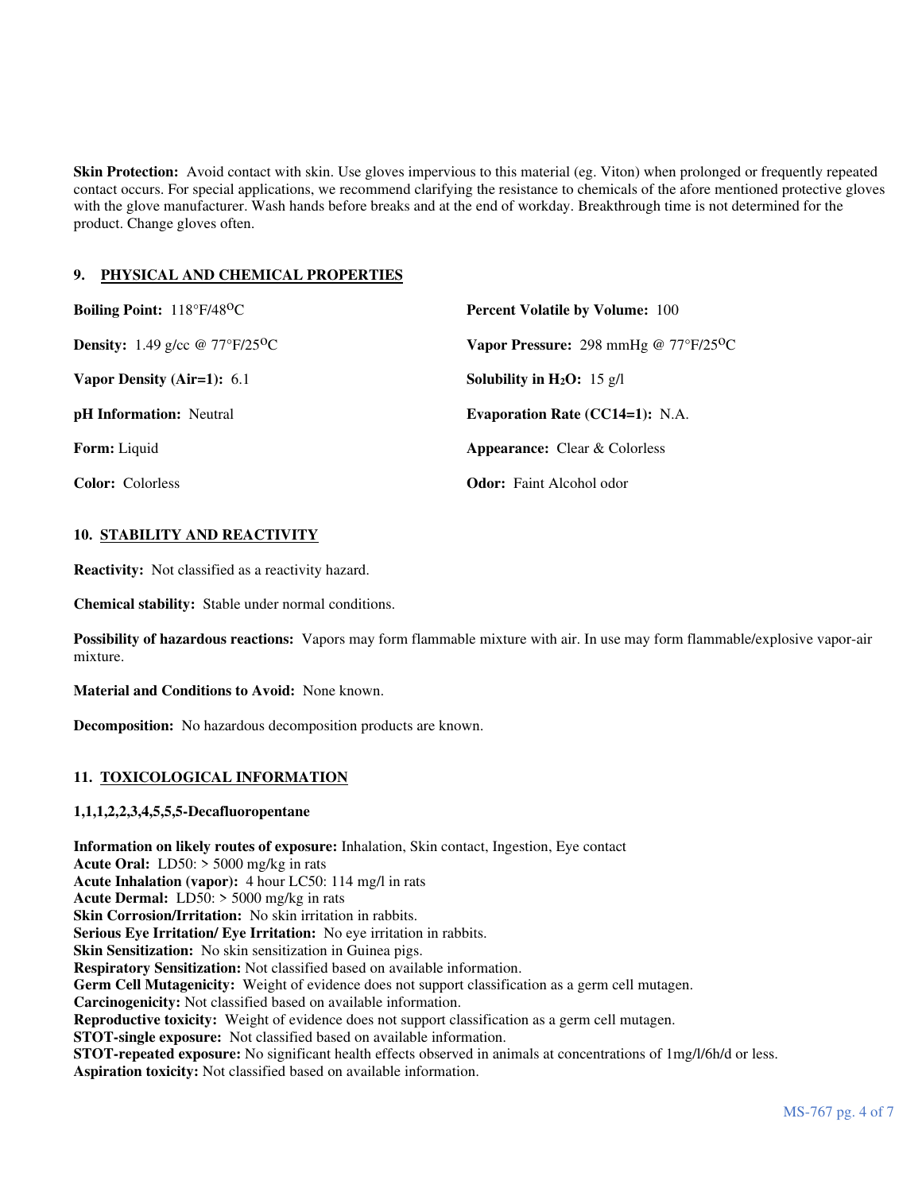**Skin Protection:** Avoid contact with skin. Use gloves impervious to this material (eg. Viton) when prolonged or frequently repeated contact occurs. For special applications, we recommend clarifying the resistance to chemicals of the afore mentioned protective gloves with the glove manufacturer. Wash hands before breaks and at the end of workday. Breakthrough time is not determined for the product. Change gloves often.

## 9. PHYSICAL AND CHEMICAL PROPERTIES

**Boiling Point:** 118°F/48°C

**Percent Volatile by Volume:** 100

**Density:** 1.49 g/cc @ 77°F/25°C

**Vapor Pressure:** 298 mmHg @ 77°F/25°C

**Vapor Density (Air=1):** 6.1

**Solubility in $H_2O$:** 15 g/l

**pH Information:** Neutral

**Evaporation Rate (CC14=1):** N.A.

**Form:** Liquid

**Appearance:** Clear & Colorless

**Color:** Colorless

**Odor:** Faint Alcohol odor

## 10. STABILITY AND REACTIVITY

**Reactivity:** Not classified as a reactivity hazard.

**Chemical stability:** Stable under normal conditions.

**Possibility of hazardous reactions:** Vapors may form flammable mixture with air. In use may form flammable/explosive vapor-air mixture.

**Material and Conditions to Avoid:** None known.

**Decomposition:** No hazardous decomposition products are known.

## 11. TOXICOLOGICAL INFORMATION

**1,1,1,2,2,3,4,5,5,5-Decafluoropentane**

**Information on likely routes of exposure:** Inhalation, Skin contact, Ingestion, Eye contact
**Acute Oral:** LD50: > 5000 mg/kg in rats
**Acute Inhalation (vapor):** 4 hour LC50: 114 mg/l in rats
**Acute Dermal:** LD50: > 5000 mg/kg in rats
**Skin Corrosion/Irritation:** No skin irritation in rabbits.
**Serious Eye Irritation/ Eye Irritation:** No eye irritation in rabbits.
**Skin Sensitization:** No skin sensitization in Guinea pigs.
**Respiratory Sensitization:** Not classified based on available information.
**Germ Cell Mutagenicity:** Weight of evidence does not support classification as a germ cell mutagen.
**Carcinogenicity:** Not classified based on available information.
**Reproductive toxicity:** Weight of evidence does not support classification as a germ cell mutagen.
**STOT-single exposure:** Not classified based on available information.
**STOT-repeated exposure:** No significant health effects observed in animals at concentrations of 1mg/l/6h/d or less.
**Aspiration toxicity:** Not classified based on available information.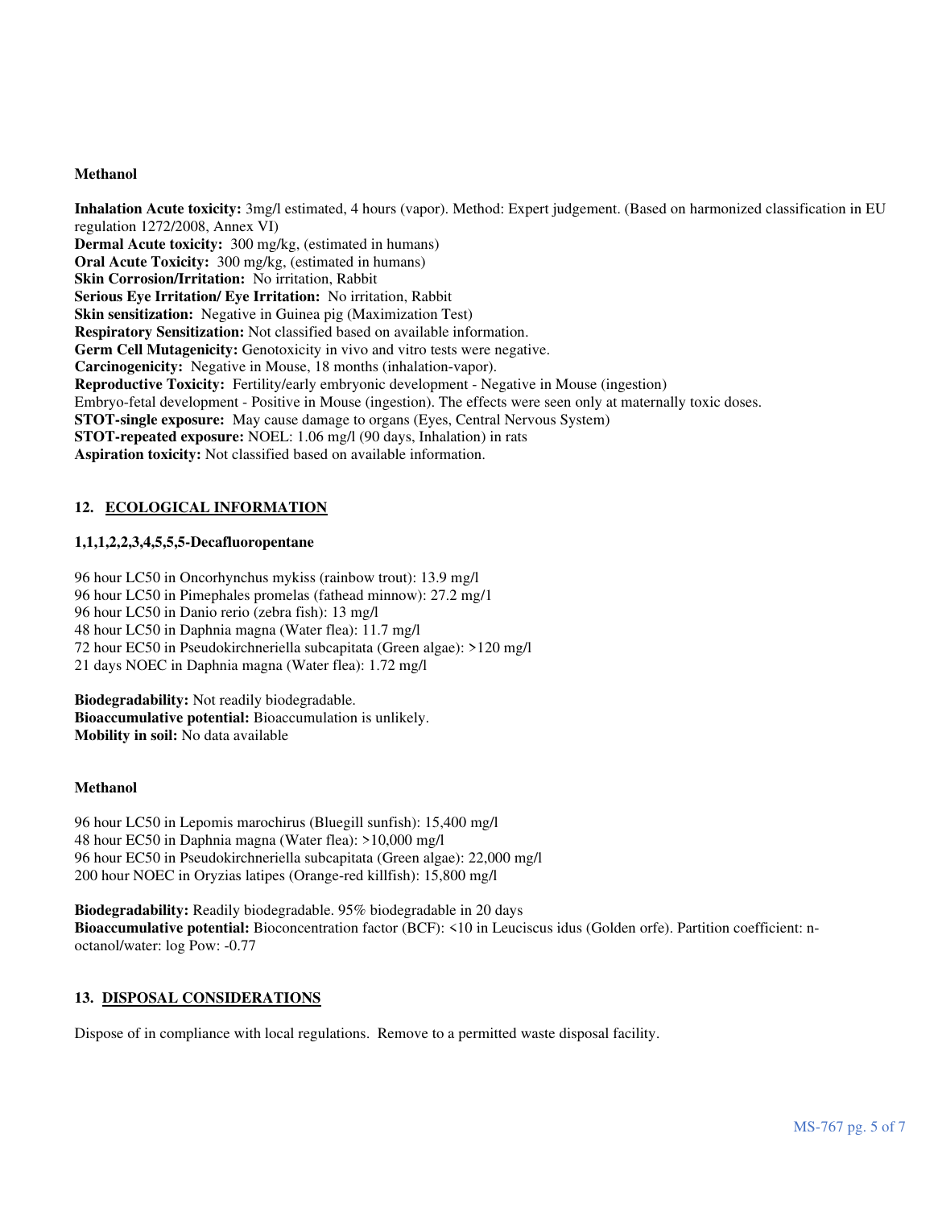**Methanol**

**Inhalation Acute toxicity:** 3mg/l estimated, 4 hours (vapor). Method: Expert judgement. (Based on harmonized classification in EU regulation 1272/2008, Annex VI)
**Dermal Acute toxicity:** 300 mg/kg, (estimated in humans)
**Oral Acute Toxicity:** 300 mg/kg, (estimated in humans)
**Skin Corrosion/Irritation:** No irritation, Rabbit
**Serious Eye Irritation/ Eye Irritation:** No irritation, Rabbit
**Skin sensitization:** Negative in Guinea pig (Maximization Test)
**Respiratory Sensitization:** Not classified based on available information.
**Germ Cell Mutagenicity:** Genotoxicity in vivo and vitro tests were negative.
**Carcinogenicity:** Negative in Mouse, 18 months (inhalation-vapor).
**Reproductive Toxicity:** Fertility/early embryonic development - Negative in Mouse (ingestion)
Embryo-fetal development - Positive in Mouse (ingestion). The effects were seen only at maternally toxic doses.
**STOT-single exposure:** May cause damage to organs (Eyes, Central Nervous System)
**STOT-repeated exposure:** NOEL: 1.06 mg/l (90 days, Inhalation) in rats
**Aspiration toxicity:** Not classified based on available information.

## 12. ECOLOGICAL INFORMATION

**1,1,1,2,2,3,4,5,5,5-Decafluoropentane**

96 hour LC50 in Oncorhynchus mykiss (rainbow trout): 13.9 mg/l
96 hour LC50 in Pimephales promelas (fathead minnow): 27.2 mg/l
96 hour LC50 in Danio rerio (zebra fish): 13 mg/l
48 hour LC50 in Daphnia magna (Water flea): 11.7 mg/l
72 hour EC50 in Pseudokirchneriella subcapitata (Green algae): >120 mg/l
21 days NOEC in Daphnia magna (Water flea): 1.72 mg/l

**Biodegradability:** Not readily biodegradable.
**Bioaccumulative potential:** Bioaccumulation is unlikely.
**Mobility in soil:** No data available

**Methanol**

96 hour LC50 in Lepomis marochirus (Bluegill sunfish): 15,400 mg/l
48 hour EC50 in Daphnia magna (Water flea): >10,000 mg/l
96 hour EC50 in Pseudokirchneriella subcapitata (Green algae): 22,000 mg/l
200 hour NOEC in Oryzias latipes (Orange-red killfish): 15,800 mg/l

**Biodegradability:** Readily biodegradable. 95% biodegradable in 20 days
**Bioaccumulative potential:** Bioconcentration factor (BCF): <10 in Leuciscus idus (Golden orfe). Partition coefficient: n-octanol/water: log Pow: -0.77

## 13. DISPOSAL CONSIDERATIONS

Dispose of in compliance with local regulations. Remove to a permitted waste disposal facility.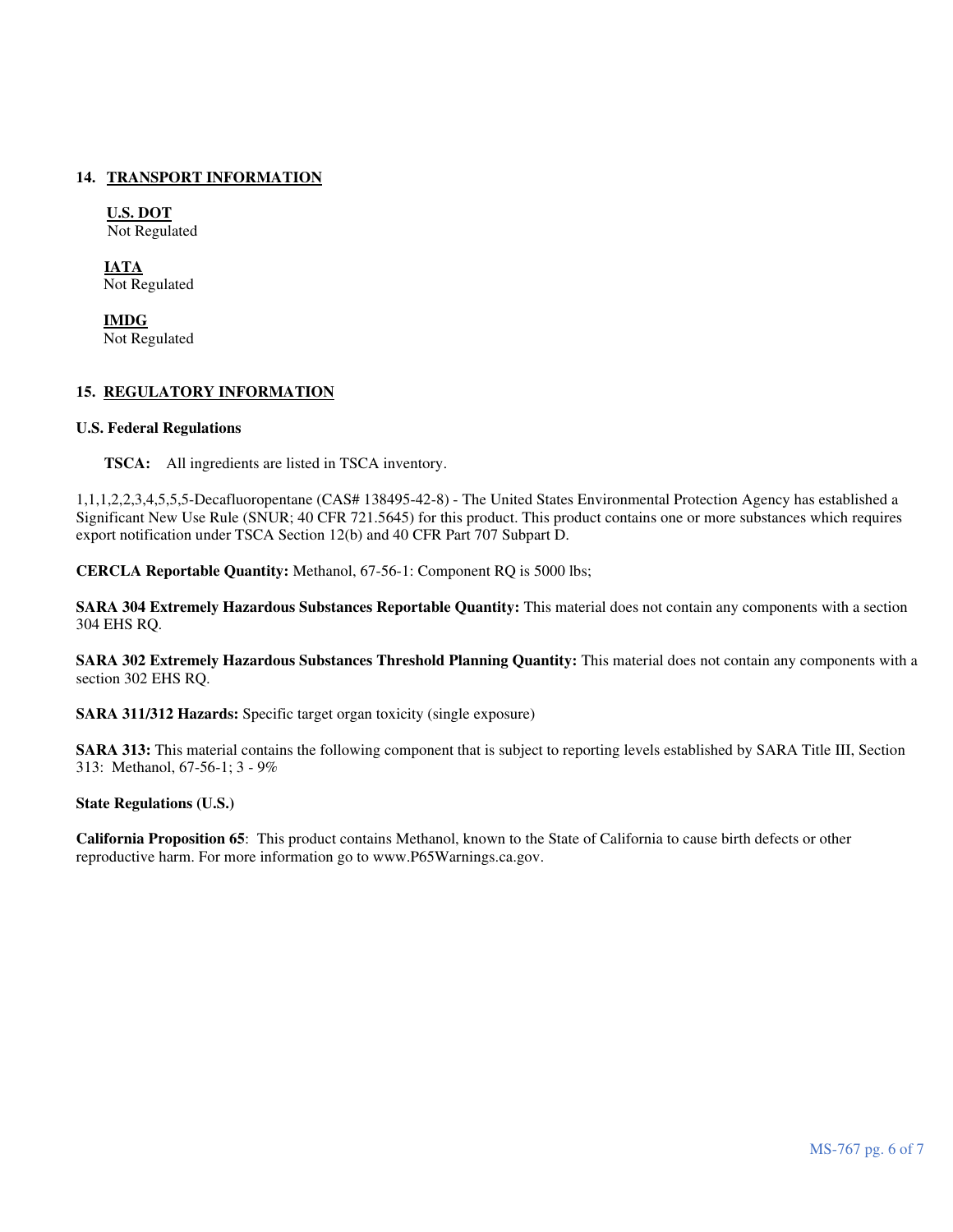## 14. TRANSPORT INFORMATION

**U.S. DOT**
Not Regulated

**IATA**
Not Regulated

**IMDG**
Not Regulated

## 15. REGULATORY INFORMATION

**U.S. Federal Regulations**

**TSCA:** All ingredients are listed in TSCA inventory.

1,1,1,2,2,3,4,5,5,5-Decafluoropentane (CAS# 138495-42-8) - The United States Environmental Protection Agency has established a Significant New Use Rule (SNUR; 40 CFR 721.5645) for this product. This product contains one or more substances which requires export notification under TSCA Section 12(b) and 40 CFR Part 707 Subpart D.

**CERCLA Reportable Quantity:** Methanol, 67-56-1: Component RQ is 5000 lbs;

**SARA 304 Extremely Hazardous Substances Reportable Quantity:** This material does not contain any components with a section 304 EHS RQ.

**SARA 302 Extremely Hazardous Substances Threshold Planning Quantity:** This material does not contain any components with a section 302 EHS RQ.

**SARA 311/312 Hazards:** Specific target organ toxicity (single exposure)

**SARA 313:** This material contains the following component that is subject to reporting levels established by SARA Title III, Section 313: Methanol, 67-56-1; 3 - 9%

**State Regulations (U.S.)**

**California Proposition 65**: This product contains Methanol, known to the State of California to cause birth defects or other reproductive harm. For more information go to www.P65Warnings.ca.gov.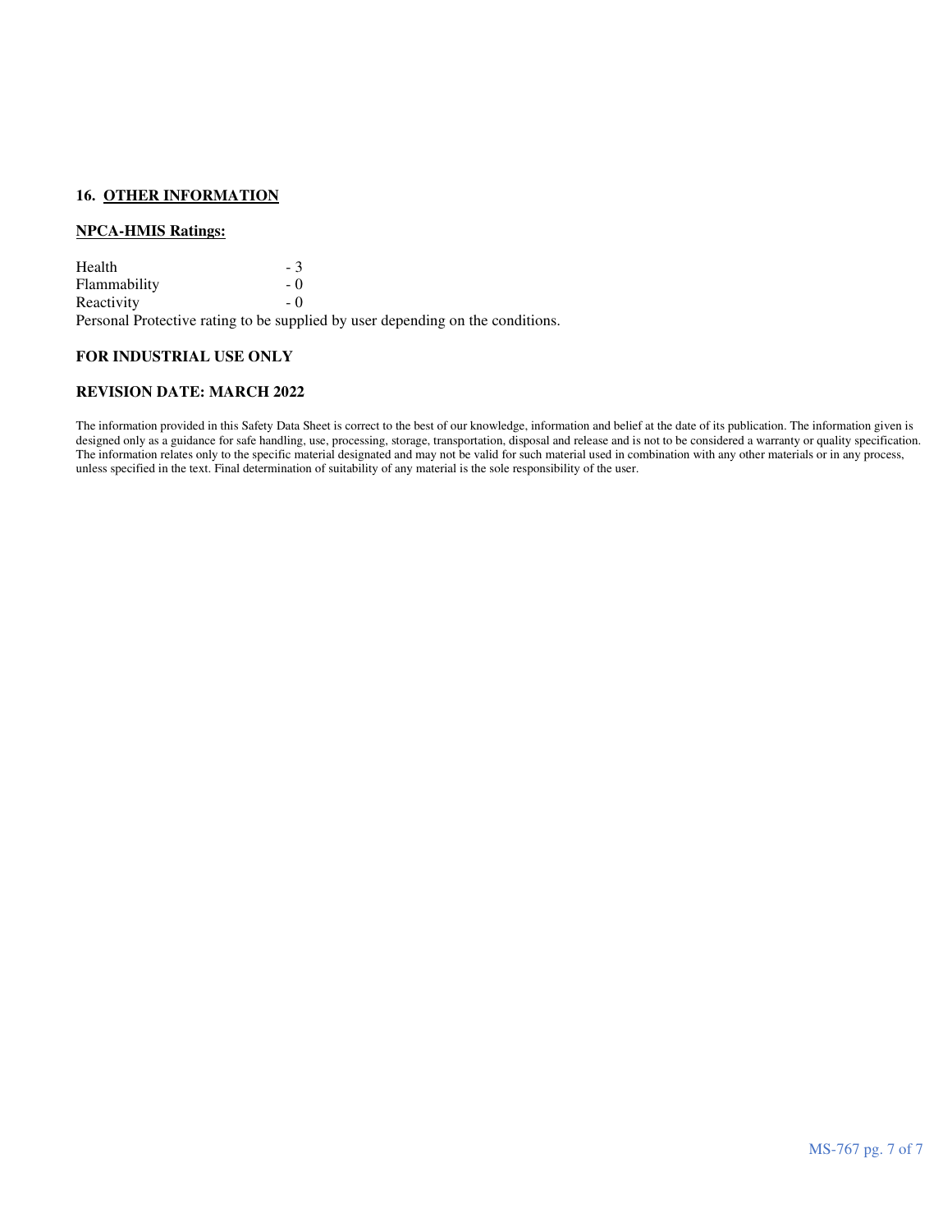## 16. OTHER INFORMATION

**NPCA-HMIS Ratings:**

| | |
|---|---|
| Health | - 3 |
| Flammability | - 0 |
| Reactivity | - 0 |

Personal Protective rating to be supplied by user depending on the conditions.

**FOR INDUSTRIAL USE ONLY**

**REVISION DATE: MARCH 2022**

The information provided in this Safety Data Sheet is correct to the best of our knowledge, information and belief at the date of its publication. The information given is designed only as a guidance for safe handling, use, processing, storage, transportation, disposal and release and is not to be considered a warranty or quality specification. The information relates only to the specific material designated and may not be valid for such material used in combination with any other materials or in any process, unless specified in the text. Final determination of suitability of any material is the sole responsibility of the user.